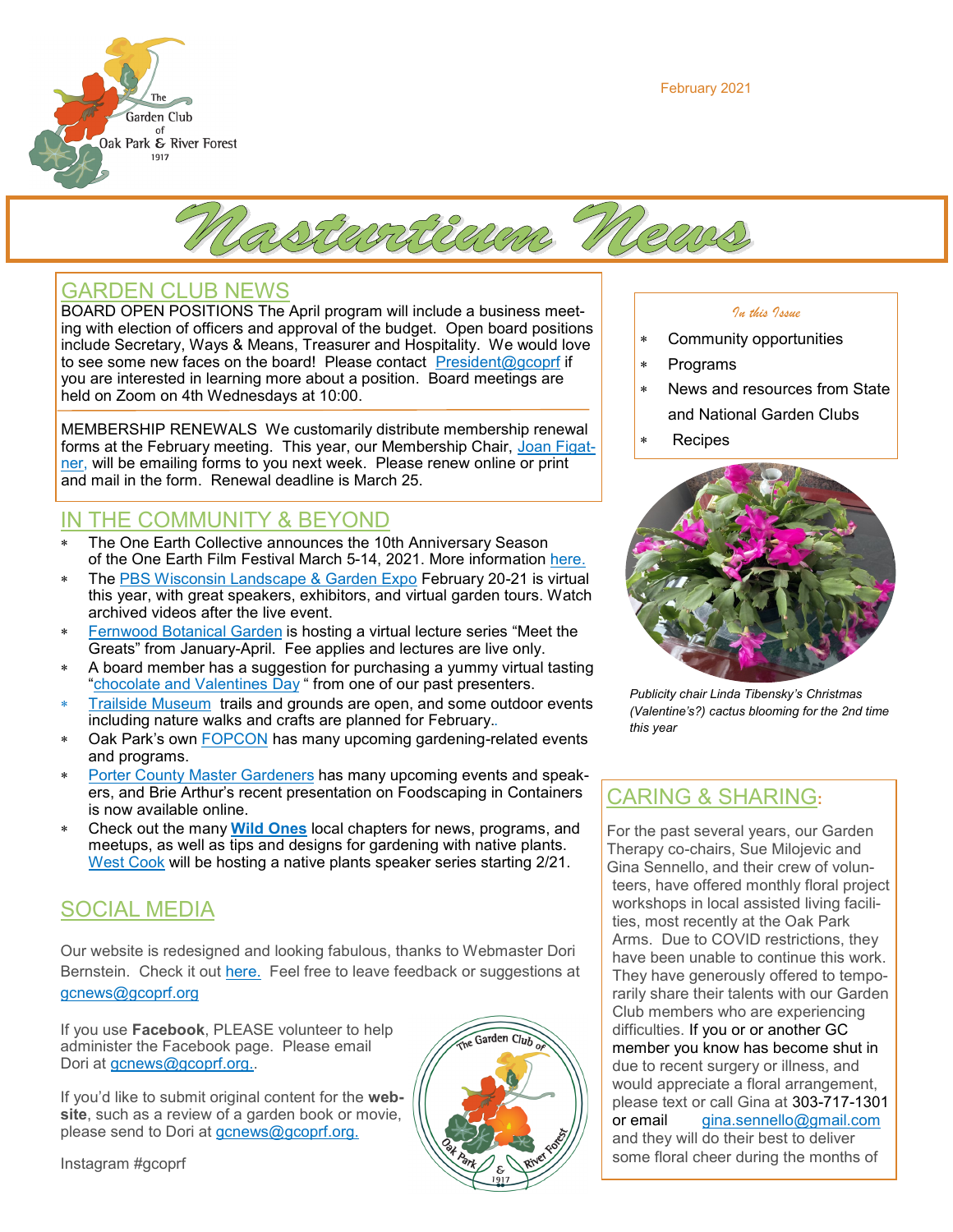The Garden Club of Oak Park & River Forest 1917

February 2021

# Nasturtium News

## GARDEN CLUB NEWS

BOARD OPEN POSITIONS The April program will include a business meeting with election of officers and approval of the budget. Open board positions include Secretary, Ways & Means, Treasurer and Hospitality. We would love to see some new faces on the board! Please contact President@gcoprf if you are interested in learning more about a position. Board meetings are held on Zoom on 4th Wednesdays at 10:00.

MEMBERSHIP RENEWALS We customarily distribute membership renewal forms at the February meeting. This year, our Membership Chair, Joan Figatner, will be emailing forms to you next week. Please renew online or print and mail in the form. Renewal deadline is March 25.

## IN THE COMMUNITY & BEYOND

- The One Earth Collective announces the 10th Anniversary Season of the One Earth Film Festival March 5-14, 2021. More information here.
- The PBS Wisconsin Landscape & Garden Expo February 20-21 is virtual this year, with great speakers, exhibitors, and virtual garden tours. Watch archived videos after the live event.
- Fernwood Botanical Garden is hosting a virtual lecture series "Meet the Greats" from January-April. Fee applies and lectures are live only.
- A board member has a suggestion for purchasing a yummy virtual tasting "chocolate and Valentines Day " from one of our past presenters.
- Trailside Museum trails and grounds are open, and some outdoor events including nature walks and crafts are planned for February..
- Oak Park's own FOPCON has many upcoming gardening-related events and programs.
- Porter County Master Gardeners has many upcoming events and speakers, and Brie Arthur's recent presentation on Foodscaping in Containers is now available online.
- Check out the many **Wild Ones** local chapters for news, programs, and meetups, as well as tips and designs for gardening with native plants. West Cook will be hosting a native plants speaker series starting 2/21.

## SOCIAL MEDIA

Our website is redesigned and looking fabulous, thanks to Webmaster Dori Bernstein. Check it out here. Feel free to leave feedback or suggestions at gcnews@gcoprf.org

If you use **Facebook**, PLEASE volunteer to help administer the Facebook page. Please email Dori at gcnews@gcoprf.org..

If you'd like to submit original content for the **website**, such as a review of a garden book or movie, please send to Dori at gcnews@gcoprf.org.

Instagram #gcoprf

*In this Issue*

- Community opportunities
- Programs
- News and resources from State and National Garden Clubs
- Recipes

*Publicity chair Linda Tibensky's Christmas (Valentine's?) cactus blooming for the 2nd time this year*

## CARING & SHARING:

For the past several years, our Garden Therapy co-chairs, Sue Milojevic and Gina Sennello, and their crew of volunteers, have offered monthly floral project workshops in local assisted living facilities, most recently at the Oak Park Arms. Due to COVID restrictions, they have been unable to continue this work. They have generously offered to temporarily share their talents with our Garden Club members who are experiencing difficulties. If you or another GC member you know has become shut in due to recent surgery or illness, and would appreciate a floral arrangement, please text or call Gina at 303-717-1301 or email gina.sennello@gmail.com and they will do their best to deliver some floral cheer during the months of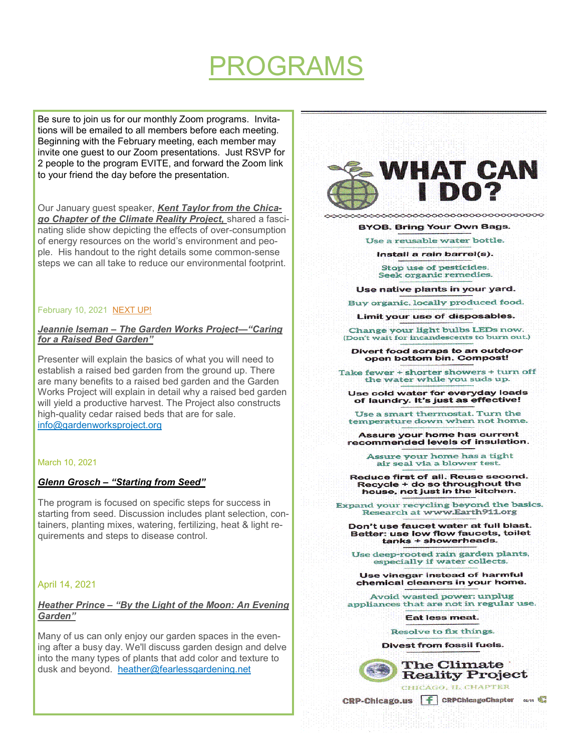# PROGRAMS

Be sure to join us for our monthly Zoom programs. Invitations will be emailed to all members before each meeting. Beginning with the February meeting, each member may invite one guest to our Zoom presentations. Just RSVP for 2 people to the program EVITE, and forward the Zoom link to your friend the day before the presentation.

Our January guest speaker, ***Kent Taylor from the Chicago Chapter of the Climate Reality Project,*** shared a fascinating slide show depicting the effects of over-consumption of energy resources on the world's environment and people. His handout to the right details some common-sense steps we can all take to reduce our environmental footprint.

February 10, 2021 NEXT UP!

***Jeannie Iseman – The Garden Works Project—"Caring for a Raised Bed Garden"***

Presenter will explain the basics of what you will need to establish a raised bed garden from the ground up. There are many benefits to a raised bed garden and the Garden Works Project will explain in detail why a raised bed garden will yield a productive harvest. The Project also constructs high-quality cedar raised beds that are for sale. info@gardenworksproject.org

March 10, 2021

***Glenn Grosch – "Starting from Seed"***

The program is focused on specific steps for success in starting from seed. Discussion includes plant selection, containers, planting mixes, watering, fertilizing, heat & light requirements and steps to disease control.

April 14, 2021

***Heather Prince – "By the Light of the Moon: An Evening Garden"***

Many of us can only enjoy our garden spaces in the evening after a busy day. We'll discuss garden design and delve into the many types of plants that add color and texture to dusk and beyond. heather@fearlessgardening.net

## WHAT CAN I DO?

- BYOB. Bring Your Own Bags.
- Use a reusable water bottle.
- Install a rain barrel(s).
- Stop use of pesticides. Seek organic remedies.
- Use native plants in your yard.
- Buy organic, locally produced food.
- Limit your use of disposables.
- Change your light bulbs LEDs now. (Don't wait for incandescents to burn out.)
- Divert food scraps to an outdoor open bottom bin. Compost!
- Take fewer + shorter showers + turn off the water while you suds up.
- Use cold water for everyday loads of laundry. It's just as effective!
- Use a smart thermostat. Turn the temperature down when not home.
- Assure your home has current recommended levels of insulation.
- Assure your home has a tight air seal via a blower test.
- Reduce first of all. Reuse second. Recycle + do so throughout the house, not just in the kitchen.
- Expand your recycling beyond the basics. Research at www.Earth911.org
- Don't use faucet water at full blast. Better: use low flow faucets, toilet tanks + showerheads.
- Use deep-rooted rain garden plants, especially if water collects.
- Use vinegar instead of harmful chemical cleaners in your home.
- Avoid wasted power: unplug appliances that are not in regular use.
- Eat less meat.
- Resolve to fix things.
- Divest from fossil fuels.

The Climate Reality Project
CHICAGO, IL CHAPTER

CRP-Chicago.us | CRPChicagoChapter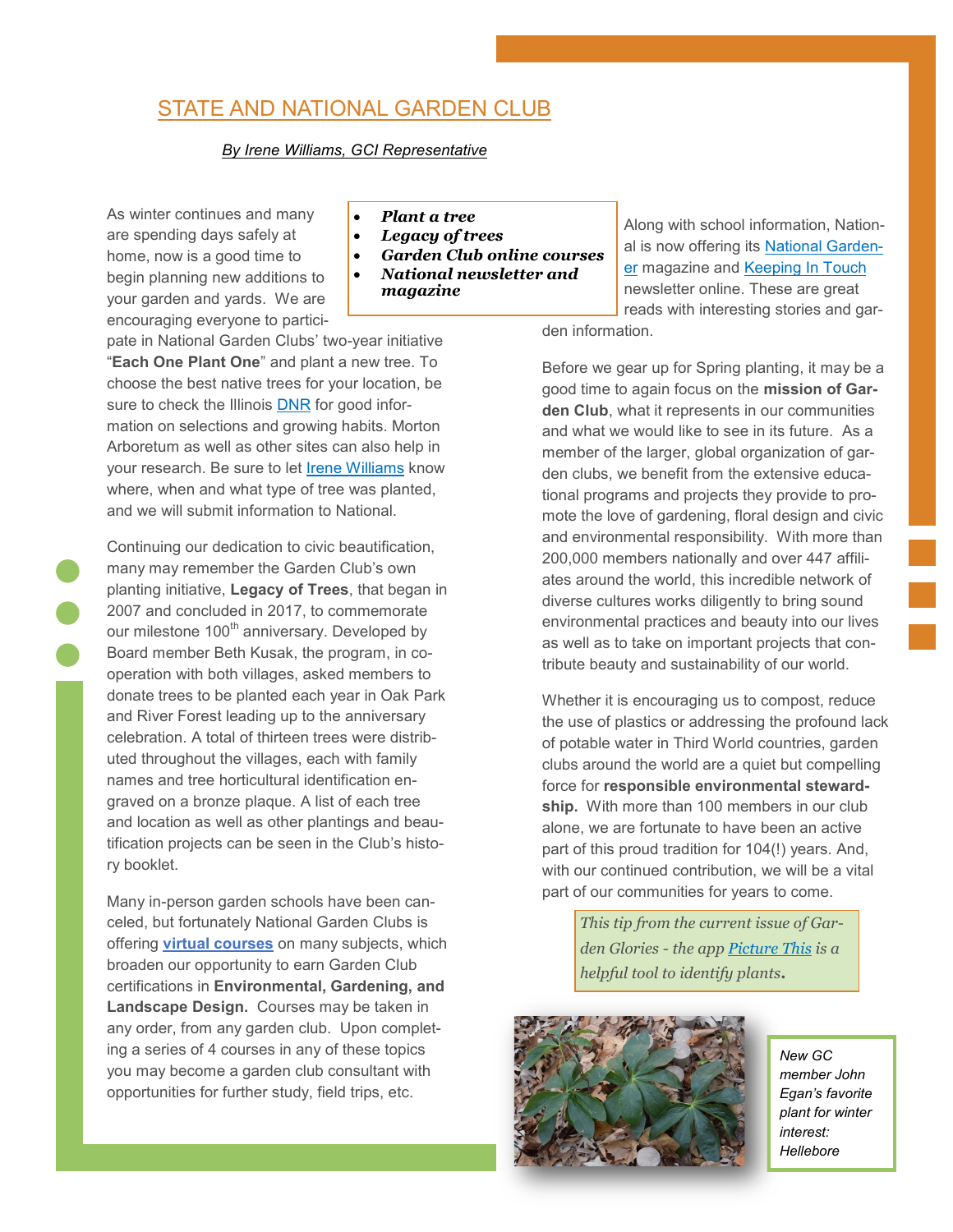## STATE AND NATIONAL GARDEN CLUB

*By Irene Williams, GCI Representative*

- ***Plant a tree***
- ***Legacy of trees***
- ***Garden Club online courses***
- ***National newsletter and magazine***

As winter continues and many are spending days safely at home, now is a good time to begin planning new additions to your garden and yards. We are encouraging everyone to participate in National Garden Clubs' two-year initiative "**Each One Plant One**" and plant a new tree. To choose the best native trees for your location, be sure to check the Illinois DNR for good information on selections and growing habits. Morton Arboretum as well as other sites can also help in your research. Be sure to let Irene Williams know where, when and what type of tree was planted, and we will submit information to National.

Continuing our dedication to civic beautification, many may remember the Garden Club's own planting initiative, **Legacy of Trees**, that began in 2007 and concluded in 2017, to commemorate our milestone 100th anniversary. Developed by Board member Beth Kusak, the program, in cooperation with both villages, asked members to donate trees to be planted each year in Oak Park and River Forest leading up to the anniversary celebration. A total of thirteen trees were distributed throughout the villages, each with family names and tree horticultural identification engraved on a bronze plaque. A list of each tree and location as well as other plantings and beautification projects can be seen in the Club's history booklet.

Many in-person garden schools have been canceled, but fortunately National Garden Clubs is offering **virtual courses** on many subjects, which broaden our opportunity to earn Garden Club certifications in **Environmental, Gardening, and Landscape Design.** Courses may be taken in any order, from any garden club. Upon completing a series of 4 courses in any of these topics you may become a garden club consultant with opportunities for further study, field trips, etc.

Along with school information, National is now offering its National Gardener magazine and Keeping In Touch newsletter online. These are great reads with interesting stories and garden information.

Before we gear up for Spring planting, it may be a good time to again focus on the **mission of Garden Club**, what it represents in our communities and what we would like to see in its future. As a member of the larger, global organization of garden clubs, we benefit from the extensive educational programs and projects they provide to promote the love of gardening, floral design and civic and environmental responsibility. With more than 200,000 members nationally and over 447 affiliates around the world, this incredible network of diverse cultures works diligently to bring sound environmental practices and beauty into our lives as well as to take on important projects that contribute beauty and sustainability of our world.

Whether it is encouraging us to compost, reduce the use of plastics or addressing the profound lack of potable water in Third World countries, garden clubs around the world are a quiet but compelling force for **responsible environmental stewardship.** With more than 100 members in our club alone, we are fortunate to have been an active part of this proud tradition for 104(!) years. And, with our continued contribution, we will be a vital part of our communities for years to come.

*This tip from the current issue of Garden Glories - the app Picture This is a helpful tool to identify plants.*

*New GC member John Egan's favorite plant for winter interest: Hellebore*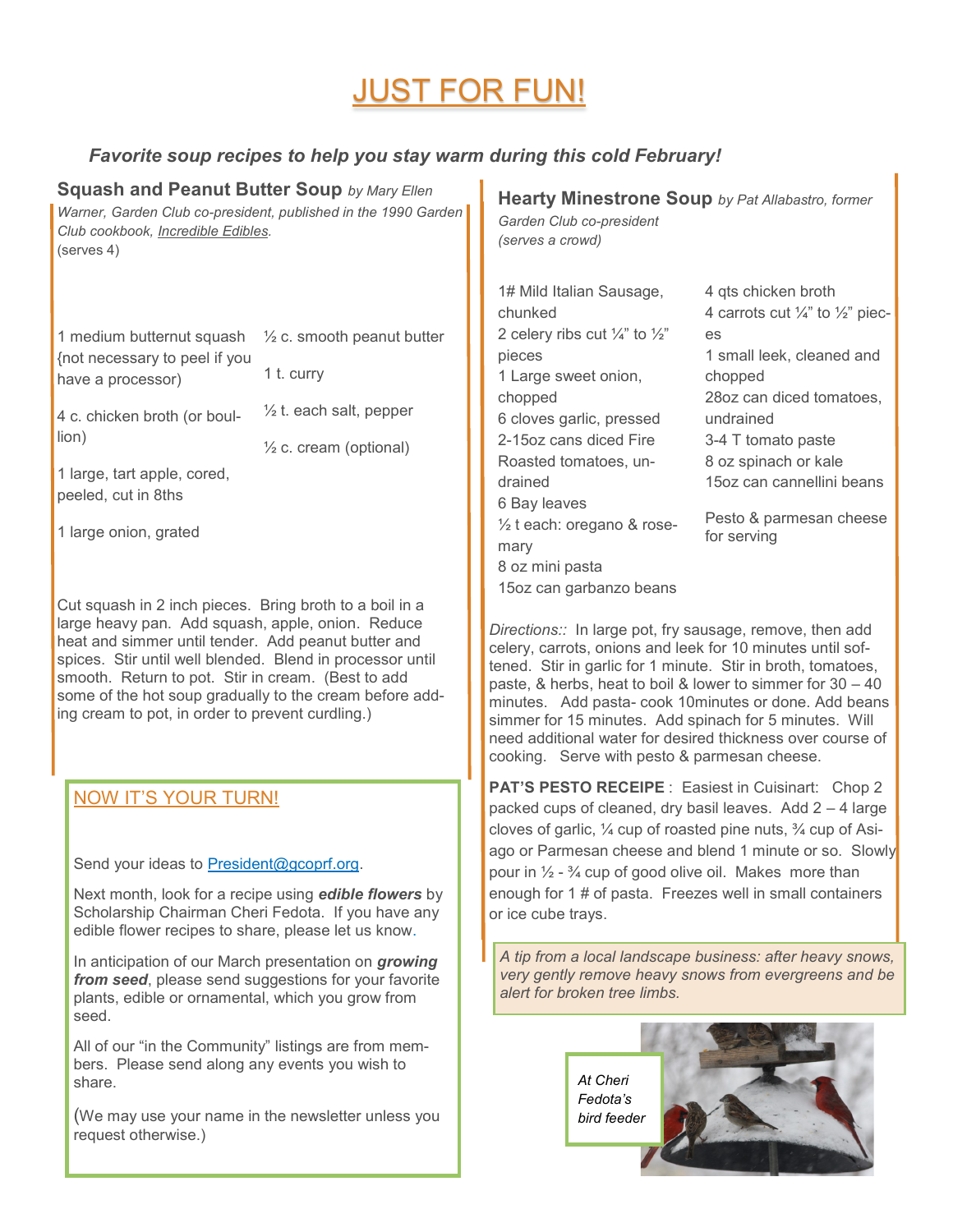# JUST FOR FUN!

***Favorite soup recipes to help you stay warm during this cold February!***

## Squash and Peanut Butter Soup *by Mary Ellen Warner, Garden Club co-president, published in the 1990 Garden Club cookbook, Incredible Edibles.*

(serves 4)

1 medium butternut squash {not necessary to peel if you have a processor)

4 c. chicken broth (or boullion)

1 large, tart apple, cored, peeled, cut in 8ths

1 large onion, grated

½ c. smooth peanut butter

1 t. curry

½ t. each salt, pepper

½ c. cream (optional)

Cut squash in 2 inch pieces. Bring broth to a boil in a large heavy pan. Add squash, apple, onion. Reduce heat and simmer until tender. Add peanut butter and spices. Stir until well blended. Blend in processor until smooth. Return to pot. Stir in cream. (Best to add some of the hot soup gradually to the cream before adding cream to pot, in order to prevent curdling.)

## NOW IT'S YOUR TURN!

Send your ideas to President@gcoprf.org.

Next month, look for a recipe using ***edible flowers*** by Scholarship Chairman Cheri Fedota. If you have any edible flower recipes to share, please let us know.

In anticipation of our March presentation on ***growing from seed***, please send suggestions for your favorite plants, edible or ornamental, which you grow from seed.

All of our "in the Community" listings are from members. Please send along any events you wish to share.

(We may use your name in the newsletter unless you request otherwise.)

## Hearty Minestrone Soup *by Pat Allabastro, former Garden Club co-president*

*(serves a crowd)*

1# Mild Italian Sausage, chunked
2 celery ribs cut ¼" to ½" pieces
1 Large sweet onion, chopped
6 cloves garlic, pressed
2-15oz cans diced Fire Roasted tomatoes, undrained
6 Bay leaves
½ t each: oregano & rosemary
8 oz mini pasta
15oz can garbanzo beans

4 qts chicken broth
4 carrots cut ¼" to ½" pieces
1 small leek, cleaned and chopped
28oz can diced tomatoes, undrained
3-4 T tomato paste
8 oz spinach or kale
15oz can cannellini beans

Pesto & parmesan cheese for serving

*Directions::* In large pot, fry sausage, remove, then add celery, carrots, onions and leek for 10 minutes until softened. Stir in garlic for 1 minute. Stir in broth, tomatoes, paste, & herbs, heat to boil & lower to simmer for 30 – 40 minutes. Add pasta- cook 10minutes or done. Add beans simmer for 15 minutes. Add spinach for 5 minutes. Will need additional water for desired thickness over course of cooking. Serve with pesto & parmesan cheese.

**PAT'S PESTO RECEIPE** : Easiest in Cuisinart: Chop 2 packed cups of cleaned, dry basil leaves. Add 2 – 4 large cloves of garlic, ¼ cup of roasted pine nuts, ¾ cup of Asiago or Parmesan cheese and blend 1 minute or so. Slowly pour in ½ - ¾ cup of good olive oil. Makes more than enough for 1 # of pasta. Freezes well in small containers or ice cube trays.

*A tip from a local landscape business: after heavy snows, very gently remove heavy snows from evergreens and be alert for broken tree limbs.*

*At Cheri Fedota's bird feeder*